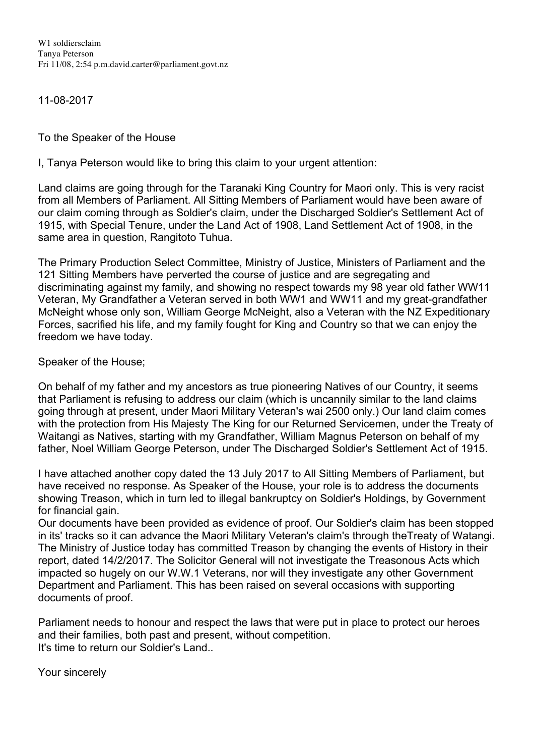W1 soldiersclaim
Tanya Peterson
Fri 11/08, 2:54 p.m.david.carter@parliament.govt.nz

11-08-2017

To the Speaker of the House

I, Tanya Peterson would like to bring this claim to your urgent attention:

Land claims are going through for the Taranaki King Country for Maori only. This is very racist from all Members of Parliament. All Sitting Members of Parliament would have been aware of our claim coming through as Soldier's claim, under the Discharged Soldier's Settlement Act of 1915, with Special Tenure, under the Land Act of 1908, Land Settlement Act of 1908, in the same area in question, Rangitoto Tuhua.

The Primary Production Select Committee, Ministry of Justice, Ministers of Parliament and the 121 Sitting Members have perverted the course of justice and are segregating and discriminating against my family, and showing no respect towards my 98 year old father WW11 Veteran, My Grandfather a Veteran served in both WW1 and WW11 and my great-grandfather McNeight whose only son, William George McNeight, also a Veteran with the NZ Expeditionary Forces, sacrified his life, and my family fought for King and Country so that we can enjoy the freedom we have today.

Speaker of the House;

On behalf of my father and my ancestors as true pioneering Natives of our Country, it seems that Parliament is refusing to address our claim (which is uncannily similar to the land claims going through at present, under Maori Military Veteran's wai 2500 only.) Our land claim comes with the protection from His Majesty The King for our Returned Servicemen, under the Treaty of Waitangi as Natives, starting with my Grandfather, William Magnus Peterson on behalf of my father, Noel William George Peterson, under The Discharged Soldier's Settlement Act of 1915.

I have attached another copy dated the 13 July 2017 to All Sitting Members of Parliament, but have received no response. As Speaker of the House, your role is to address the documents showing Treason, which in turn led to illegal bankruptcy on Soldier's Holdings, by Government for financial gain.
Our documents have been provided as evidence of proof. Our Soldier's claim has been stopped in its' tracks so it can advance the Maori Military Veteran's claim's through theTreaty of Watangi. The Ministry of Justice today has committed Treason by changing the events of History in their report, dated 14/2/2017. The Solicitor General will not investigate the Treasonous Acts which impacted so hugely on our W.W.1 Veterans, nor will they investigate any other Government Department and Parliament. This has been raised on several occasions with supporting documents of proof.

Parliament needs to honour and respect the laws that were put in place to protect our heroes and their families, both past and present, without competition.
It's time to return our Soldier's Land..

Your sincerely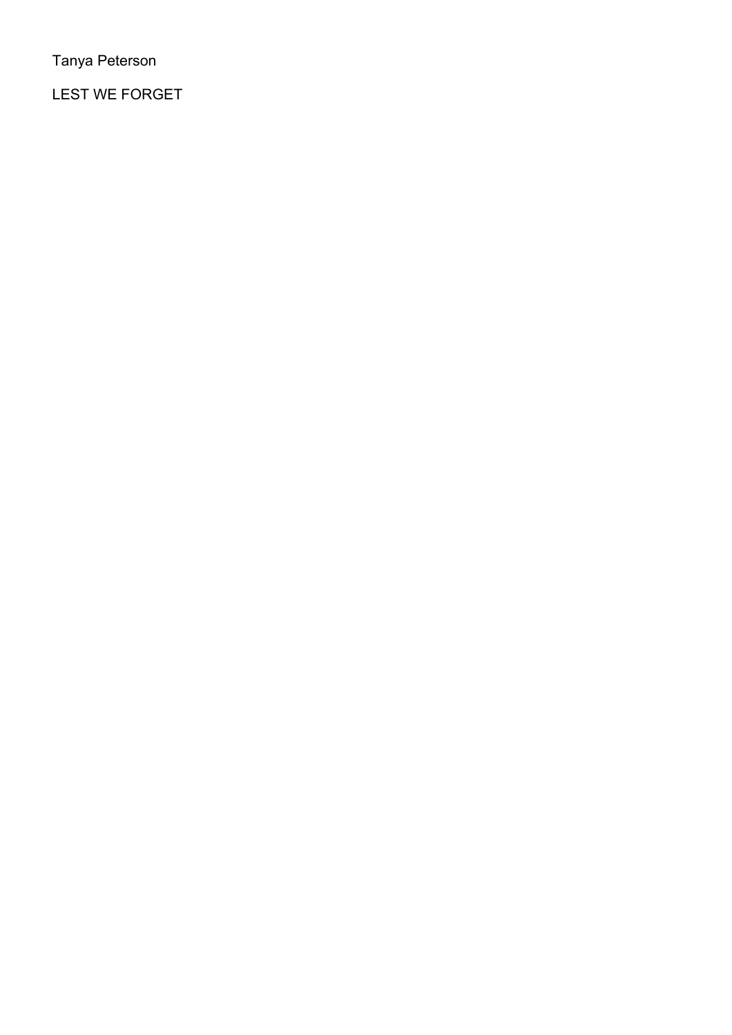Tanya Peterson

LEST WE FORGET